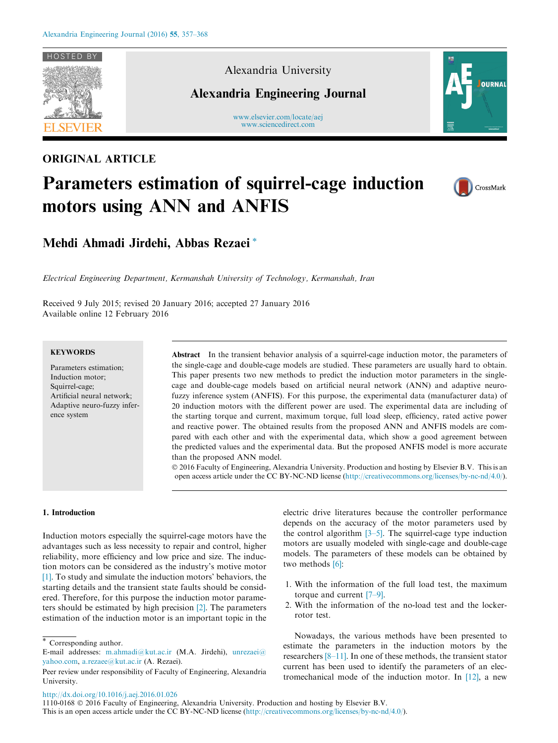ORIGINAL ARTICLE

# Parameters estimation of squirrel-cage induction motors using ANN and ANFIS

**Mehdi Ahmadi Jirdehi, Abbas Rezaei** *

*Electrical Engineering Department, Kermanshah University of Technology, Kermanshah, Iran*

Received 9 July 2015; revised 20 January 2016; accepted 27 January 2016
Available online 12 February 2016

**KEYWORDS**

Parameters estimation;
Induction motor;
Squirrel-cage;
Artificial neural network;
Adaptive neuro-fuzzy inference system

**Abstract** In the transient behavior analysis of a squirrel-cage induction motor, the parameters of the single-cage and double-cage models are studied. These parameters are usually hard to obtain. This paper presents two new methods to predict the induction motor parameters in the single-cage and double-cage models based on artificial neural network (ANN) and adaptive neuro-fuzzy inference system (ANFIS). For this purpose, the experimental data (manufacturer data) of 20 induction motors with the different power are used. The experimental data are including of the starting torque and current, maximum torque, full load sleep, efficiency, rated active power and reactive power. The obtained results from the proposed ANN and ANFIS models are compared with each other and with the experimental data, which show a good agreement between the predicted values and the experimental data. But the proposed ANFIS model is more accurate than the proposed ANN model.

© 2016 Faculty of Engineering, Alexandria University. Production and hosting by Elsevier B.V. This is an open access article under the CC BY-NC-ND license (http://creativecommons.org/licenses/by-nc-nd/4.0/).

## 1. Introduction

Induction motors especially the squirrel-cage motors have the advantages such as less necessity to repair and control, higher reliability, more efficiency and low price and size. The induction motors can be considered as the industry's motive motor [1]. To study and simulate the induction motors' behaviors, the starting details and the transient state faults should be considered. Therefore, for this purpose the induction motor parameters should be estimated by high precision [2]. The parameters estimation of the induction motor is an important topic in the electric drive literatures because the controller performance depends on the accuracy of the motor parameters used by the control algorithm [3–5]. The squirrel-cage type induction motors are usually modeled with single-cage and double-cage models. The parameters of these models can be obtained by two methods [6]:

1. With the information of the full load test, the maximum torque and current [7–9].
2. With the information of the no-load test and the locker-rotor test.

Nowadays, the various methods have been presented to estimate the parameters in the induction motors by the researchers [8–11]. In one of these methods, the transient stator current has been used to identify the parameters of an electromechanical mode of the induction motor. In [12], a new

* Corresponding author.
E-mail addresses: m.ahmadi@kut.ac.ir (M.A. Jirdehi), unrezaei@yahoo.com, a.rezaee@kut.ac.ir (A. Rezaei).
Peer review under responsibility of Faculty of Engineering, Alexandria University.

http://dx.doi.org/10.1016/j.aej.2016.01.026
1110-0168 © 2016 Faculty of Engineering, Alexandria University. Production and hosting by Elsevier B.V.
This is an open access article under the CC BY-NC-ND license (http://creativecommons.org/licenses/by-nc-nd/4.0/).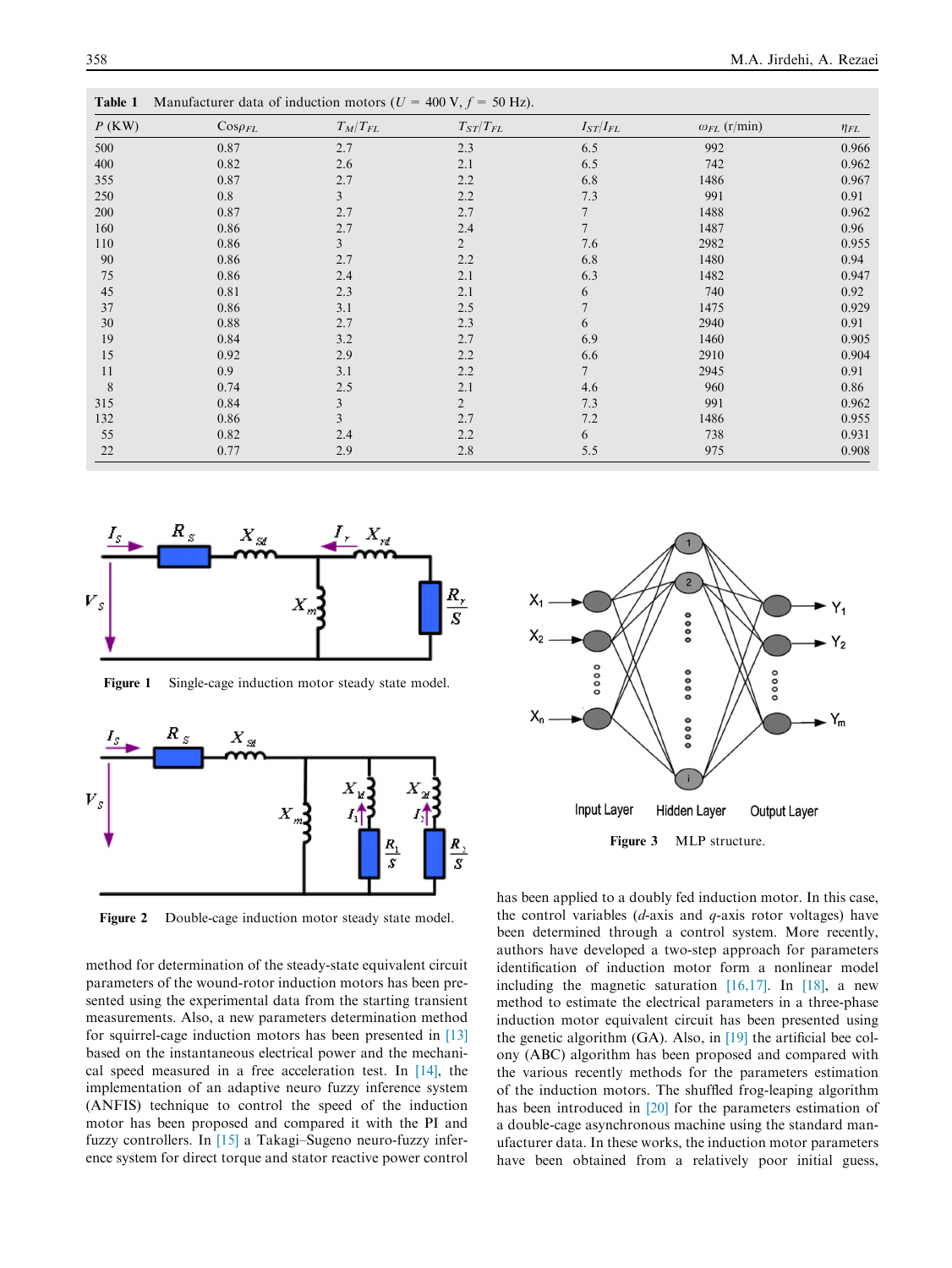**Table 1** Manufacturer data of induction motors ($U$ = 400 V, $f$ = 50 Hz).

| $P$ (KW) | $Cos\varphi_{FL}$ | $T_M/T_{FL}$ | $T_{ST}/T_{FL}$ | $I_{ST}/I_{FL}$ | $\omega_{FL}$ (r/min) | $\eta_{FL}$ |
|---|---|---|---|---|---|---|
| 500 | 0.87 | 2.7 | 2.3 | 6.5 | 992 | 0.966 |
| 400 | 0.82 | 2.6 | 2.1 | 6.5 | 742 | 0.962 |
| 355 | 0.87 | 2.7 | 2.2 | 6.8 | 1486 | 0.967 |
| 250 | 0.8 | 3 | 2.2 | 7.3 | 991 | 0.91 |
| 200 | 0.87 | 2.7 | 2.7 | 7 | 1488 | 0.962 |
| 160 | 0.86 | 2.7 | 2.4 | 7 | 1487 | 0.96 |
| 110 | 0.86 | 3 | 2 | 7.6 | 2982 | 0.955 |
| 90 | 0.86 | 2.7 | 2.2 | 6.8 | 1480 | 0.94 |
| 75 | 0.86 | 2.4 | 2.1 | 6.3 | 1482 | 0.947 |
| 45 | 0.81 | 2.3 | 2.1 | 6 | 740 | 0.92 |
| 37 | 0.86 | 3.1 | 2.5 | 7 | 1475 | 0.929 |
| 30 | 0.88 | 2.7 | 2.3 | 6 | 2940 | 0.91 |
| 19 | 0.84 | 3.2 | 2.7 | 6.9 | 1460 | 0.905 |
| 15 | 0.92 | 2.9 | 2.2 | 6.6 | 2910 | 0.904 |
| 11 | 0.9 | 3.1 | 2.2 | 7 | 2945 | 0.91 |
| 8 | 0.74 | 2.5 | 2.1 | 4.6 | 960 | 0.86 |
| 315 | 0.84 | 3 | 2 | 7.3 | 991 | 0.962 |
| 132 | 0.86 | 3 | 2.7 | 7.2 | 1486 | 0.955 |
| 55 | 0.82 | 2.4 | 2.2 | 6 | 738 | 0.931 |
| 22 | 0.77 | 2.9 | 2.8 | 5.5 | 975 | 0.908 |

**Figure 1** Single-cage induction motor steady state model.

**Figure 2** Double-cage induction motor steady state model.

**Figure 3** MLP structure.

method for determination of the steady-state equivalent circuit parameters of the wound-rotor induction motors has been presented using the experimental data from the starting transient measurements. Also, a new parameters determination method for squirrel-cage induction motors has been presented in [13] based on the instantaneous electrical power and the mechanical speed measured in a free acceleration test. In [14], the implementation of an adaptive neuro fuzzy inference system (ANFIS) technique to control the speed of the induction motor has been proposed and compared it with the PI and fuzzy controllers. In [15] a Takagi–Sugeno neuro-fuzzy inference system for direct torque and stator reactive power control has been applied to a doubly fed induction motor. In this case, the control variables ($d$-axis and $q$-axis rotor voltages) have been determined through a control system. More recently, authors have developed a two-step approach for parameters identification of induction motor form a nonlinear model including the magnetic saturation [16,17]. In [18], a new method to estimate the electrical parameters in a three-phase induction motor equivalent circuit has been presented using the genetic algorithm (GA). Also, in [19] the artificial bee colony (ABC) algorithm has been proposed and compared with the various recently methods for the parameters estimation of the induction motors. The shuffled frog-leaping algorithm has been introduced in [20] for the parameters estimation of a double-cage asynchronous machine using the standard manufacturer data. In these works, the induction motor parameters have been obtained from a relatively poor initial guess,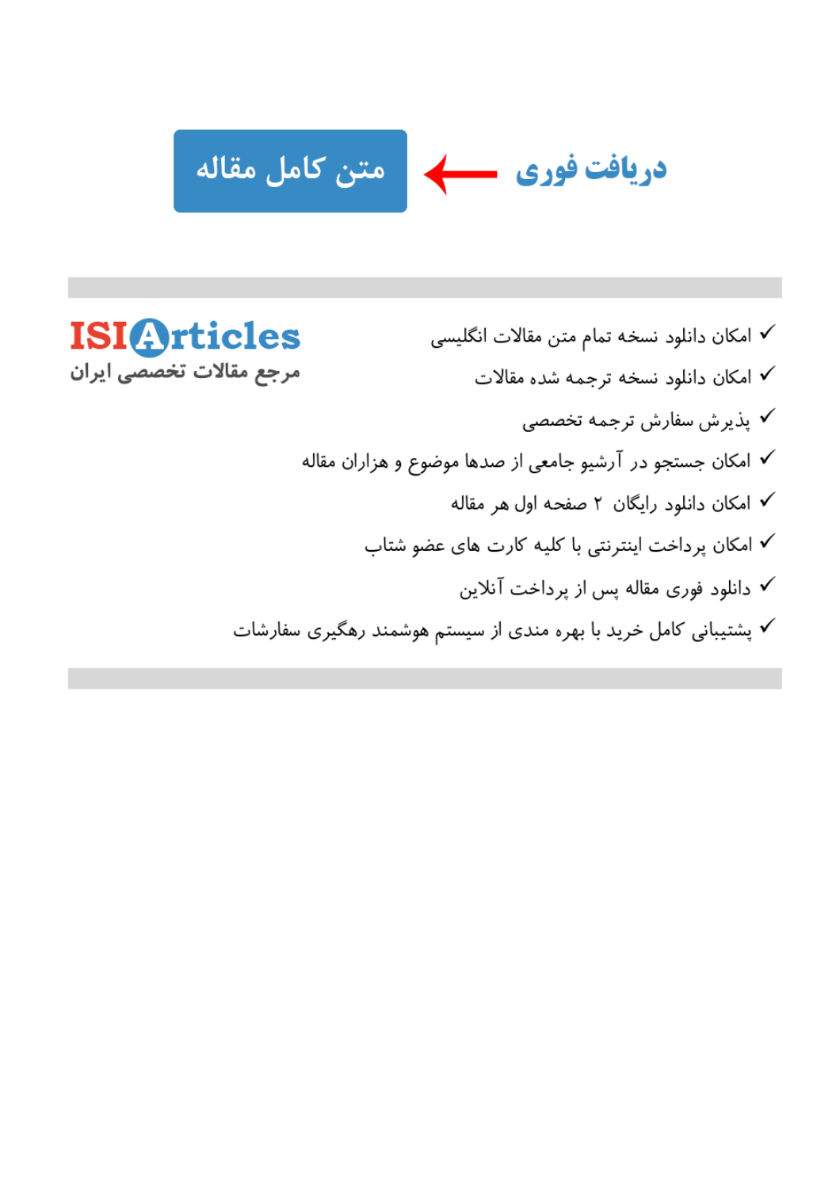**دریافت فوری** ← **متن کامل مقاله**

**ISIArticles**

**مرجع مقالات تخصصی ایران**

- ✓ امکان دانلود نسخه تمام متن مقالات انگلیسی
- ✓ امکان دانلود نسخه ترجمه شده مقالات
- ✓ پذیرش سفارش ترجمه تخصصی
- ✓ امکان جستجو در آرشیو جامعی از صدها موضوع و هزاران مقاله
- ✓ امکان دانلود رایگان ۲ صفحه اول هر مقاله
- ✓ امکان پرداخت اینترنتی با کلیه کارت های عضو شتاب
- ✓ دانلود فوری مقاله پس از پرداخت آنلاین
- ✓ پشتیبانی کامل خرید با بهره مندی از سیستم هوشمند رهگیری سفارشات